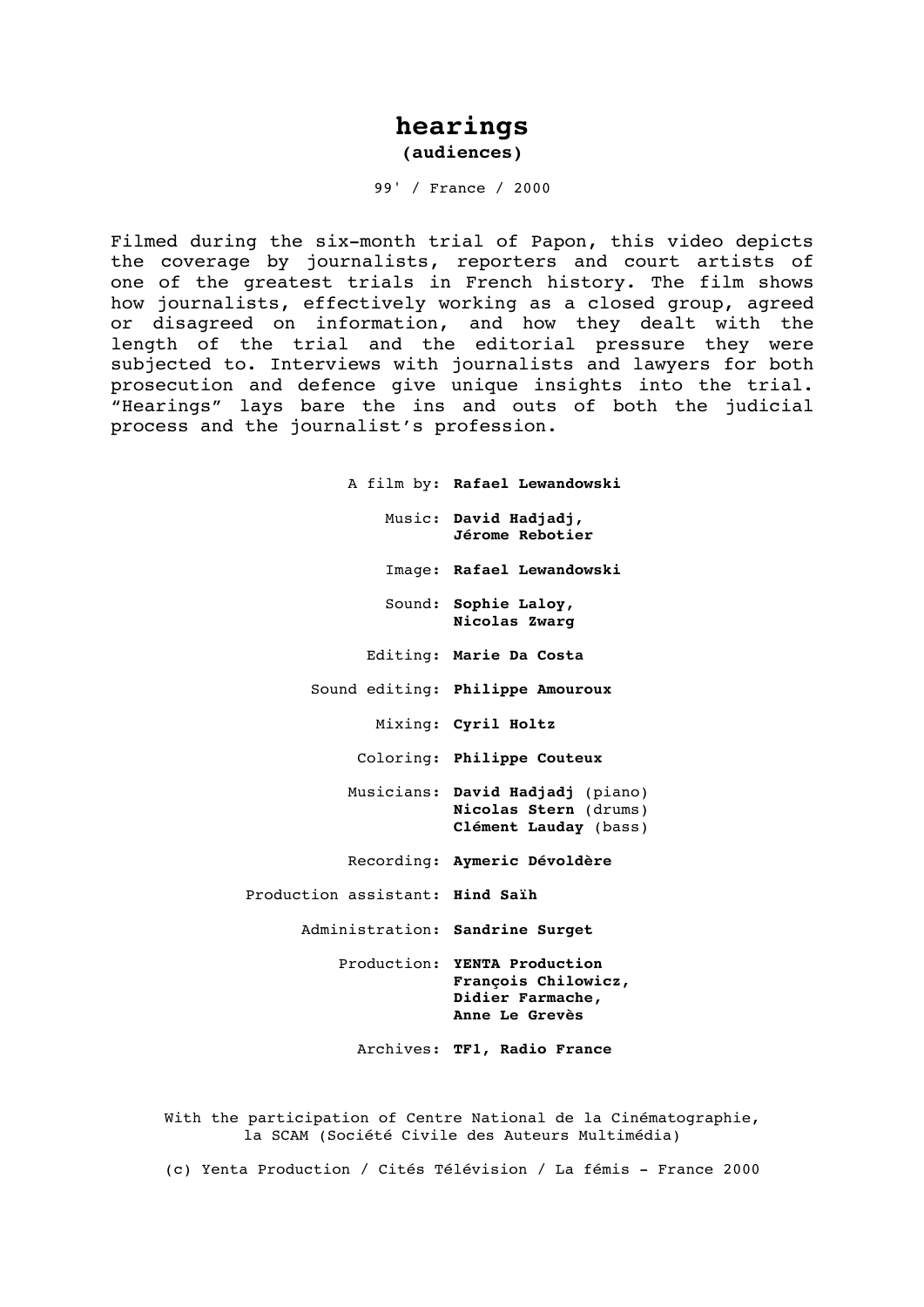# hearings

**(audiences)**

99' / France / 2000

Filmed during the six-month trial of Papon, this video depicts the coverage by journalists, reporters and court artists of one of the greatest trials in French history. The film shows how journalists, effectively working as a closed group, agreed or disagreed on information, and how they dealt with the length of the trial and the editorial pressure they were subjected to. Interviews with journalists and lawyers for both prosecution and defence give unique insights into the trial. "Hearings" lays bare the ins and outs of both the judicial process and the journalist's profession.

A film by: **Rafael Lewandowski**

Music: **David Hadjadj, Jérome Rebotier**

Image: **Rafael Lewandowski**

Sound: **Sophie Laloy, Nicolas Zwarg**

Editing: **Marie Da Costa**

Sound editing: **Philippe Amouroux**

Mixing: **Cyril Holtz**

Coloring: **Philippe Couteux**

Musicians: **David Hadjadj** (piano)
**Nicolas Stern** (drums)
**Clément Lauday** (bass)

Recording: **Aymeric Dévoldère**

Production assistant: **Hind Saïh**

Administration: **Sandrine Surget**

Production: **YENTA Production**
**François Chilowicz,**
**Didier Farmache,**
**Anne Le Grevès**

Archives: **TF1, Radio France**

With the participation of Centre National de la Cinématographie, la SCAM (Société Civile des Auteurs Multimédia)

(c) Yenta Production / Cités Télévision / La fémis - France 2000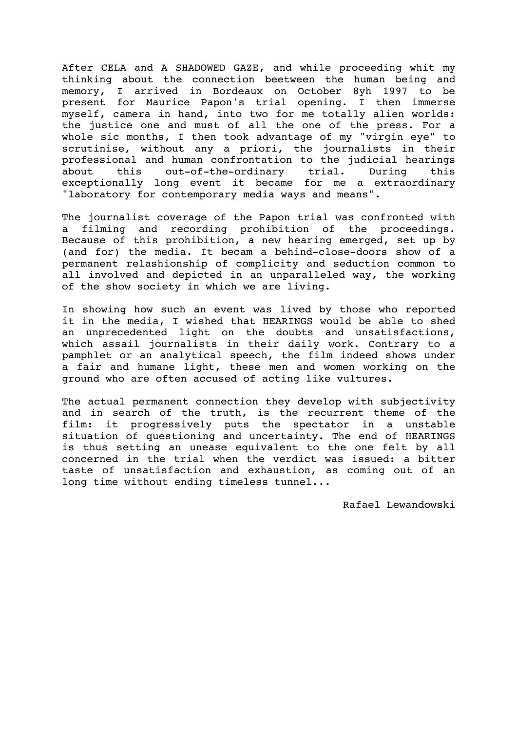After CELA and A SHADOWED GAZE, and while proceeding whit my thinking about the connection beetween the human being and memory, I arrived in Bordeaux on October 8yh 1997 to be present for Maurice Papon's trial opening. I then immerse myself, camera in hand, into two for me totally alien worlds: the justice one and must of all the one of the press. For a whole sic months, I then took advantage of my "virgin eye" to scrutinise, without any a priori, the journalists in their professional and human confrontation to the judicial hearings about this out-of-the-ordinary trial. During this exceptionally long event it became for me a extraordinary "laboratory for contemporary media ways and means".

The journalist coverage of the Papon trial was confronted with a filming and recording prohibition of the proceedings. Because of this prohibition, a new hearing emerged, set up by (and for) the media. It becam a behind-close-doors show of a permanent relashionship of complicity and seduction common to all involved and depicted in an unparalleled way, the working of the show society in which we are living.

In showing how such an event was lived by those who reported it in the media, I wished that HEARINGS would be able to shed an unprecedented light on the doubts and unsatisfactions, which assail journalists in their daily work. Contrary to a pamphlet or an analytical speech, the film indeed shows under a fair and humane light, these men and women working on the ground who are often accused of acting like vultures.

The actual permanent connection they develop with subjectivity and in search of the truth, is the recurrent theme of the film: it progressively puts the spectator in a unstable situation of questioning and uncertainty. The end of HEARINGS is thus setting an unease equivalent to the one felt by all concerned in the trial when the verdict was issued: a bitter taste of unsatisfaction and exhaustion, as coming out of an long time without ending timeless tunnel...

Rafael Lewandowski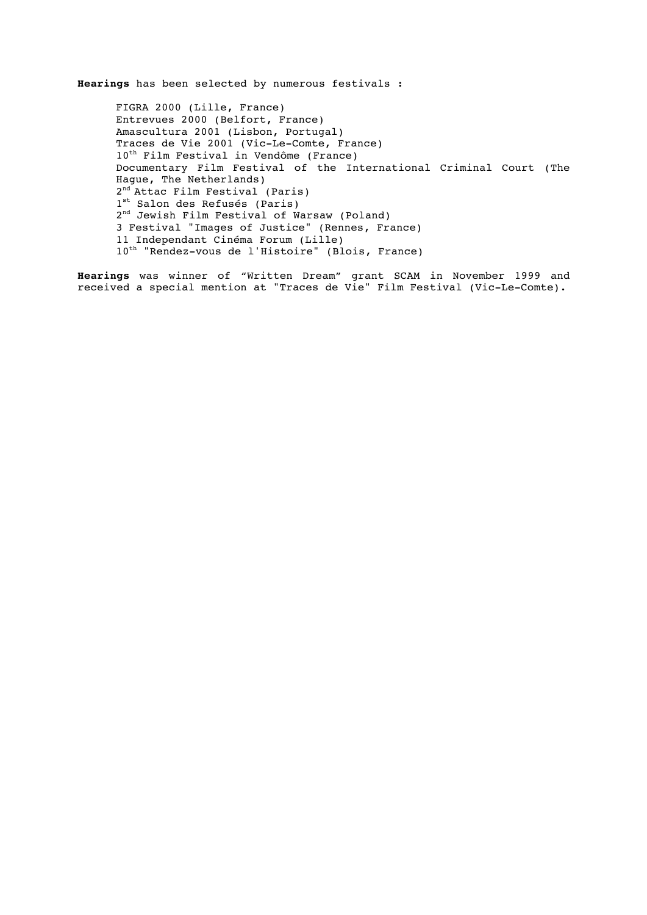**Hearings** has been selected by numerous festivals :

- FIGRA 2000 (Lille, France)
- Entrevues 2000 (Belfort, France)
- Amascultura 2001 (Lisbon, Portugal)
- Traces de Vie 2001 (Vic-Le-Comte, France)
- 10th Film Festival in Vendôme (France)
- Documentary Film Festival of the International Criminal Court (The Hague, The Netherlands)
- 2nd Attac Film Festival (Paris)
- 1st Salon des Refusés (Paris)
- 2nd Jewish Film Festival of Warsaw (Poland)
- 3 Festival "Images of Justice" (Rennes, France)
- 11 Independant Cinéma Forum (Lille)
- 10th "Rendez-vous de l'Histoire" (Blois, France)

**Hearings** was winner of “Written Dream” grant SCAM in November 1999 and received a special mention at "Traces de Vie" Film Festival (Vic-Le-Comte).